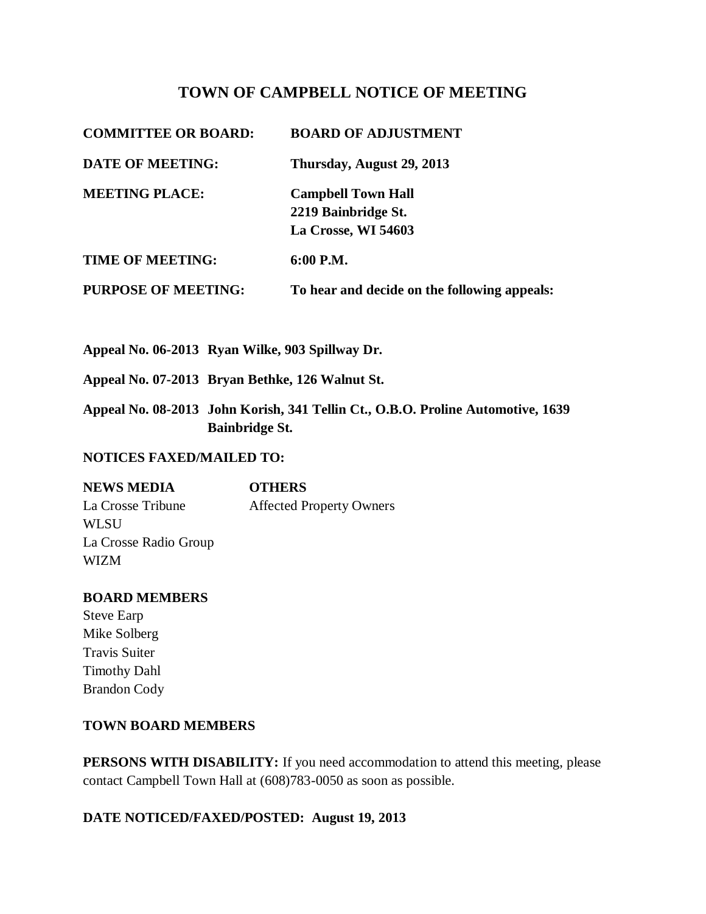# TOWN OF CAMPBELL NOTICE OF MEETING

| | |
|---|---|
| **COMMITTEE OR BOARD:** | **BOARD OF ADJUSTMENT** |
| **DATE OF MEETING:** | **Thursday, August 29, 2013** |
| **MEETING PLACE:** | **Campbell Town Hall**<br>**2219 Bainbridge St.**<br>**La Crosse, WI 54603** |
| **TIME OF MEETING:** | **6:00 P.M.** |
| **PURPOSE OF MEETING:** | **To hear and decide on the following appeals:** |

**Appeal No. 06-2013 Ryan Wilke, 903 Spillway Dr.**

**Appeal No. 07-2013 Bryan Bethke, 126 Walnut St.**

**Appeal No. 08-2013 John Korish, 341 Tellin Ct., O.B.O. Proline Automotive, 1639 Bainbridge St.**

**NOTICES FAXED/MAILED TO:**

| **NEWS MEDIA** | **OTHERS** |
|---|---|
| La Crosse Tribune | Affected Property Owners |
| WLSU | |
| La Crosse Radio Group | |
| WIZM | |

**BOARD MEMBERS**

Steve Earp
Mike Solberg
Travis Suiter
Timothy Dahl
Brandon Cody

**TOWN BOARD MEMBERS**

**PERSONS WITH DISABILITY:** If you need accommodation to attend this meeting, please contact Campbell Town Hall at (608)783-0050 as soon as possible.

**DATE NOTICED/FAXED/POSTED: August 19, 2013**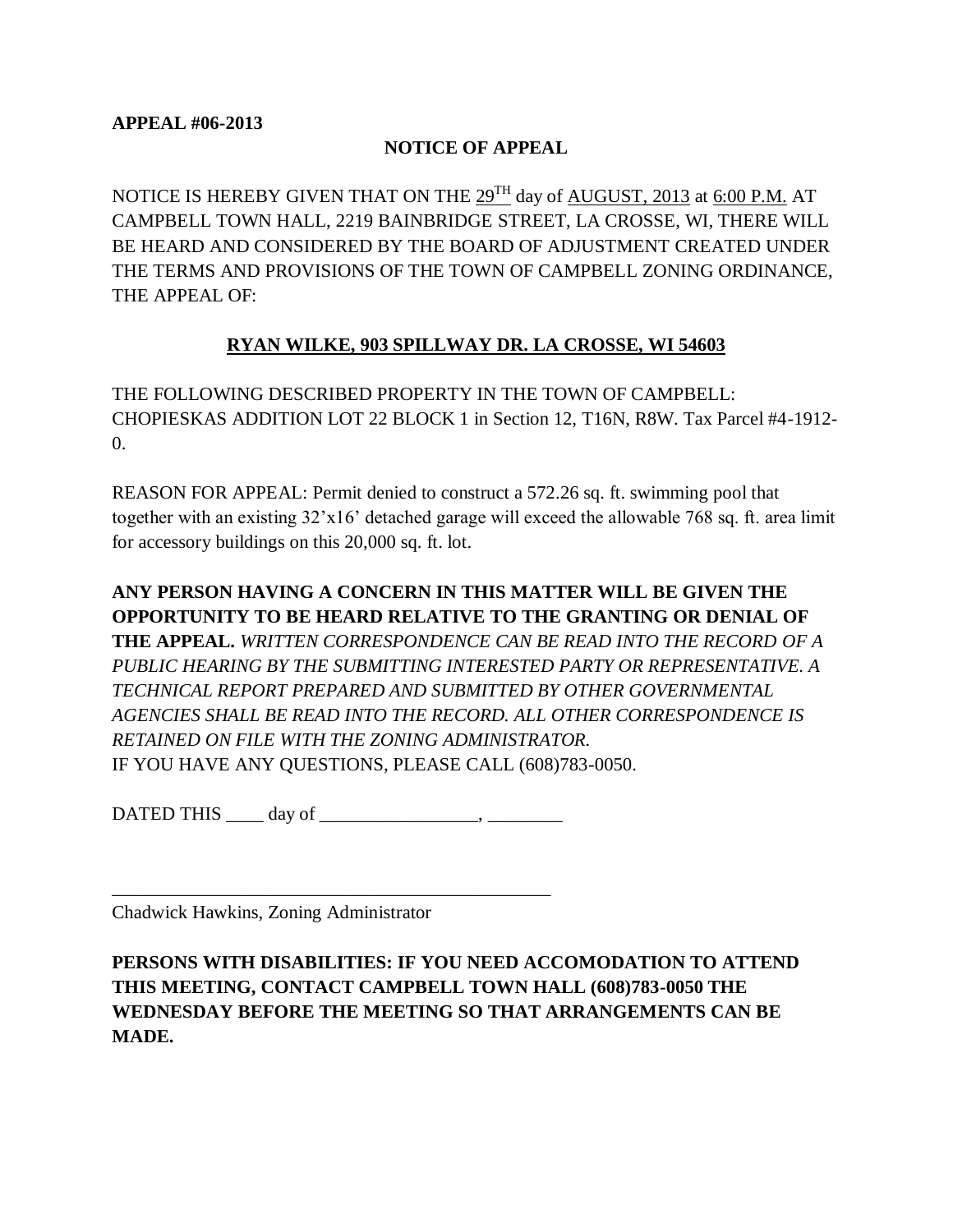**APPEAL #06-2013**

## NOTICE OF APPEAL

NOTICE IS HEREBY GIVEN THAT ON THE 29[TH] day of AUGUST, 2013 at 6:00 P.M. AT CAMPBELL TOWN HALL, 2219 BAINBRIDGE STREET, LA CROSSE, WI, THERE WILL BE HEARD AND CONSIDERED BY THE BOARD OF ADJUSTMENT CREATED UNDER THE TERMS AND PROVISIONS OF THE TOWN OF CAMPBELL ZONING ORDINANCE, THE APPEAL OF:

**RYAN WILKE, 903 SPILLWAY DR. LA CROSSE, WI 54603**

THE FOLLOWING DESCRIBED PROPERTY IN THE TOWN OF CAMPBELL: CHOPIESKAS ADDITION LOT 22 BLOCK 1 in Section 12, T16N, R8W. Tax Parcel #4-1912-0.

REASON FOR APPEAL: Permit denied to construct a 572.26 sq. ft. swimming pool that together with an existing 32'x16' detached garage will exceed the allowable 768 sq. ft. area limit for accessory buildings on this 20,000 sq. ft. lot.

**ANY PERSON HAVING A CONCERN IN THIS MATTER WILL BE GIVEN THE OPPORTUNITY TO BE HEARD RELATIVE TO THE GRANTING OR DENIAL OF THE APPEAL.** *WRITTEN CORRESPONDENCE CAN BE READ INTO THE RECORD OF A PUBLIC HEARING BY THE SUBMITTING INTERESTED PARTY OR REPRESENTATIVE. A TECHNICAL REPORT PREPARED AND SUBMITTED BY OTHER GOVERNMENTAL AGENCIES SHALL BE READ INTO THE RECORD. ALL OTHER CORRESPONDENCE IS RETAINED ON FILE WITH THE ZONING ADMINISTRATOR.*
IF YOU HAVE ANY QUESTIONS, PLEASE CALL (608)783-0050.

DATED THIS ____ day of _________________, ________

_________________________________________________
Chadwick Hawkins, Zoning Administrator

**PERSONS WITH DISABILITIES: IF YOU NEED ACCOMODATION TO ATTEND THIS MEETING, CONTACT CAMPBELL TOWN HALL (608)783-0050 THE WEDNESDAY BEFORE THE MEETING SO THAT ARRANGEMENTS CAN BE MADE.**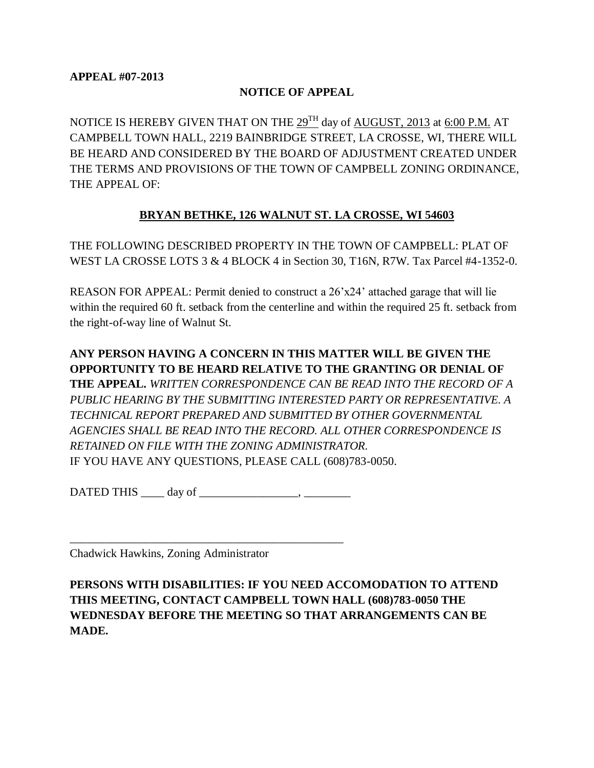**APPEAL #07-2013**

## NOTICE OF APPEAL

NOTICE IS HEREBY GIVEN THAT ON THE 29TH day of AUGUST, 2013 at 6:00 P.M. AT CAMPBELL TOWN HALL, 2219 BAINBRIDGE STREET, LA CROSSE, WI, THERE WILL BE HEARD AND CONSIDERED BY THE BOARD OF ADJUSTMENT CREATED UNDER THE TERMS AND PROVISIONS OF THE TOWN OF CAMPBELL ZONING ORDINANCE, THE APPEAL OF:

**BRYAN BETHKE, 126 WALNUT ST. LA CROSSE, WI 54603**

THE FOLLOWING DESCRIBED PROPERTY IN THE TOWN OF CAMPBELL: PLAT OF WEST LA CROSSE LOTS 3 & 4 BLOCK 4 in Section 30, T16N, R7W. Tax Parcel #4-1352-0.

REASON FOR APPEAL: Permit denied to construct a 26'x24' attached garage that will lie within the required 60 ft. setback from the centerline and within the required 25 ft. setback from the right-of-way line of Walnut St.

**ANY PERSON HAVING A CONCERN IN THIS MATTER WILL BE GIVEN THE OPPORTUNITY TO BE HEARD RELATIVE TO THE GRANTING OR DENIAL OF THE APPEAL.** *WRITTEN CORRESPONDENCE CAN BE READ INTO THE RECORD OF A PUBLIC HEARING BY THE SUBMITTING INTERESTED PARTY OR REPRESENTATIVE. A TECHNICAL REPORT PREPARED AND SUBMITTED BY OTHER GOVERNMENTAL AGENCIES SHALL BE READ INTO THE RECORD. ALL OTHER CORRESPONDENCE IS RETAINED ON FILE WITH THE ZONING ADMINISTRATOR.*
IF YOU HAVE ANY QUESTIONS, PLEASE CALL (608)783-0050.

DATED THIS ____ day of _________________, ________

_________________________________________________
Chadwick Hawkins, Zoning Administrator

**PERSONS WITH DISABILITIES: IF YOU NEED ACCOMODATION TO ATTEND THIS MEETING, CONTACT CAMPBELL TOWN HALL (608)783-0050 THE WEDNESDAY BEFORE THE MEETING SO THAT ARRANGEMENTS CAN BE MADE.**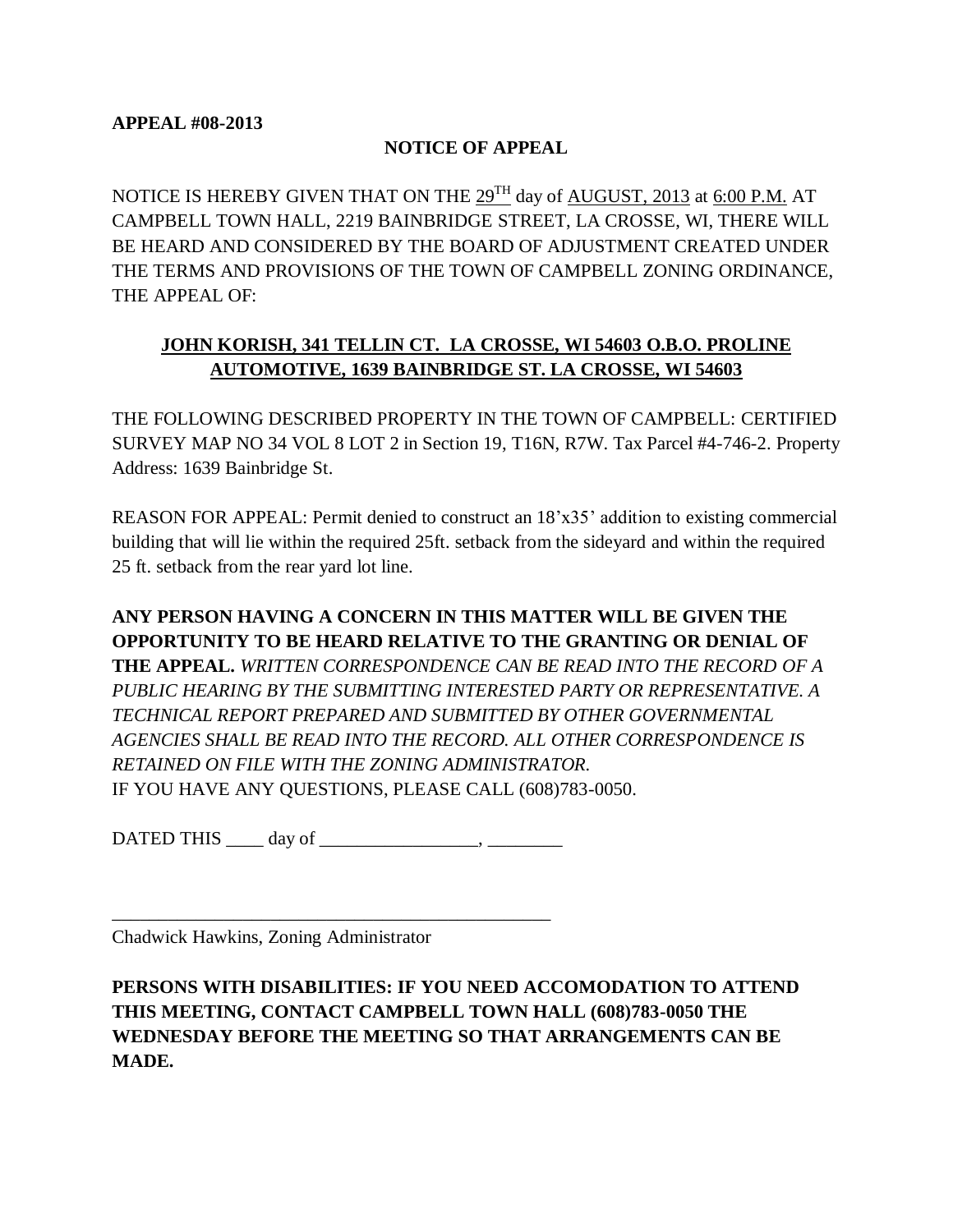**APPEAL #08-2013**

**NOTICE OF APPEAL**

NOTICE IS HEREBY GIVEN THAT ON THE 29TH day of AUGUST, 2013 at 6:00 P.M. AT CAMPBELL TOWN HALL, 2219 BAINBRIDGE STREET, LA CROSSE, WI, THERE WILL BE HEARD AND CONSIDERED BY THE BOARD OF ADJUSTMENT CREATED UNDER THE TERMS AND PROVISIONS OF THE TOWN OF CAMPBELL ZONING ORDINANCE, THE APPEAL OF:

**JOHN KORISH, 341 TELLIN CT. LA CROSSE, WI 54603 O.B.O. PROLINE AUTOMOTIVE, 1639 BAINBRIDGE ST. LA CROSSE, WI 54603**

THE FOLLOWING DESCRIBED PROPERTY IN THE TOWN OF CAMPBELL: CERTIFIED SURVEY MAP NO 34 VOL 8 LOT 2 in Section 19, T16N, R7W. Tax Parcel #4-746-2. Property Address: 1639 Bainbridge St.

REASON FOR APPEAL: Permit denied to construct an 18'x35' addition to existing commercial building that will lie within the required 25ft. setback from the sideyard and within the required 25 ft. setback from the rear yard lot line.

**ANY PERSON HAVING A CONCERN IN THIS MATTER WILL BE GIVEN THE OPPORTUNITY TO BE HEARD RELATIVE TO THE GRANTING OR DENIAL OF THE APPEAL.** *WRITTEN CORRESPONDENCE CAN BE READ INTO THE RECORD OF A PUBLIC HEARING BY THE SUBMITTING INTERESTED PARTY OR REPRESENTATIVE. A TECHNICAL REPORT PREPARED AND SUBMITTED BY OTHER GOVERNMENTAL AGENCIES SHALL BE READ INTO THE RECORD. ALL OTHER CORRESPONDENCE IS RETAINED ON FILE WITH THE ZONING ADMINISTRATOR.*
IF YOU HAVE ANY QUESTIONS, PLEASE CALL (608)783-0050.

DATED THIS ____ day of _________________, ________

_______________________________________________
Chadwick Hawkins, Zoning Administrator

**PERSONS WITH DISABILITIES: IF YOU NEED ACCOMODATION TO ATTEND THIS MEETING, CONTACT CAMPBELL TOWN HALL (608)783-0050 THE WEDNESDAY BEFORE THE MEETING SO THAT ARRANGEMENTS CAN BE MADE.**